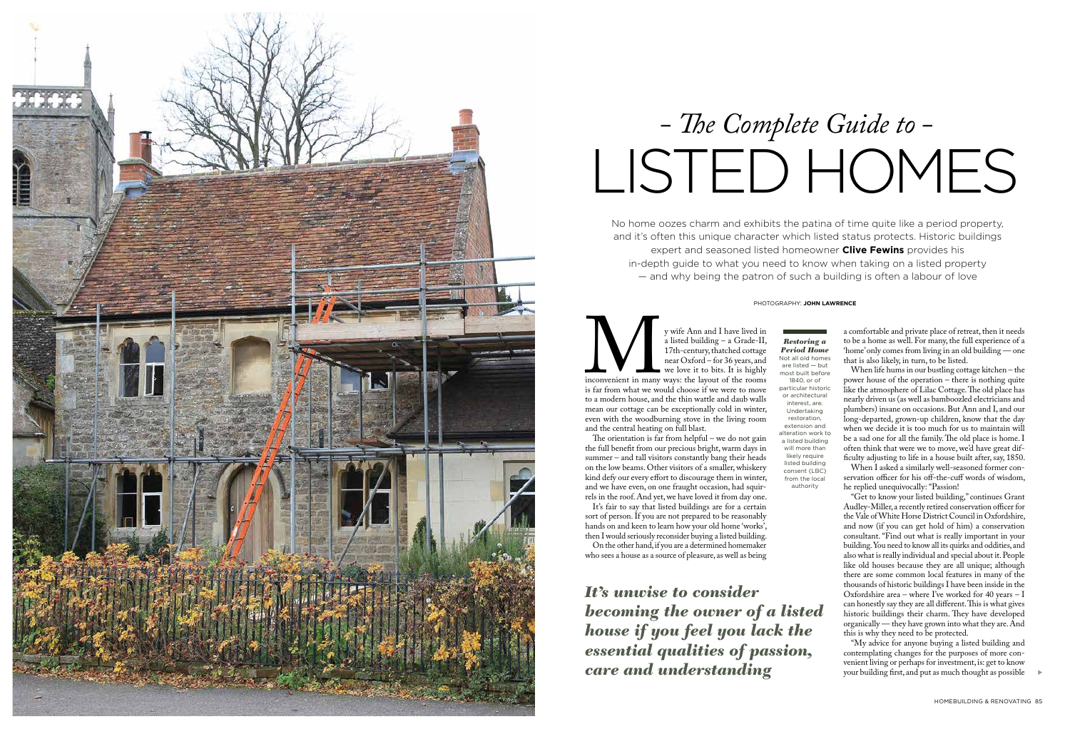# - The Complete Guide to - LISTED HOMES

No home oozes charm and exhibits the patina of time quite like a period property, and it's often this unique character which listed status protects. Historic buildings expert and seasoned listed homeowner **Clive Fewins** provides his in-depth guide to what you need to know when taking on a listed property — and why being the patron of such a building is often a labour of love

PHOTOGRAPHY: **JOHN LAWRENCE**

My wife Ann and I have lived in a listed building – a Grade-II, 17th-century, thatched cottage near Oxford – for 36 years, and we love it to bits. It is highly inconvenient in many ways: the layout of the rooms is far from what we would choose if we were to move to a modern house, and the thin wattle and daub walls mean our cottage can be exceptionally cold in winter, even with the woodburning stove in the living room and the central heating on full blast.

The orientation is far from helpful – we do not gain the full benefit from our precious bright, warm days in summer – and tall visitors constantly bang their heads on the low beams. Other visitors of a smaller, whiskery kind defy our every effort to discourage them in winter, and we have even, on one fraught occasion, had squirrels in the roof. And yet, we have loved it from day one.

It's fair to say that listed buildings are for a certain sort of person. If you are not prepared to be reasonably hands on and keen to learn how your old home 'works', then I would seriously reconsider buying a listed building.

On the other hand, if you are a determined homemaker who sees a house as a source of pleasure, as well as being a comfortable and private place of retreat, then it needs to be a home as well. For many, the full experience of a 'home' only comes from living in an old building — one that is also likely, in turn, to be listed.

When life hums in our bustling cottage kitchen – the power house of the operation – there is nothing quite like the atmosphere of Lilac Cottage. The old place has nearly driven us (as well as bamboozled electricians and plumbers) insane on occasions. But Ann and I, and our long-departed, grown-up children, know that the day when we decide it is too much for us to maintain will be a sad one for all the family. The old place is home. I often think that were we to move, we'd have great difficulty adjusting to life in a house built after, say, 1850.

When I asked a similarly well-seasoned former conservation officer for his off-the-cuff words of wisdom, he replied unequivocally: "Passion!

"Get to know your listed building," continues Grant Audley-Miller, a recently retired conservation officer for the Vale of White Horse District Council in Oxfordshire, and now (if you can get hold of him) a conservation consultant. "Find out what is really important in your building. You need to know all its quirks and oddities, and also what is really individual and special about it. People like old houses because they are all unique; although there are some common local features in many of the thousands of historic buildings I have been inside in the Oxfordshire area – where I've worked for 40 years – I can honestly say they are all different. This is what gives historic buildings their charm. They have developed organically — they have grown into what they are. And this is why they need to be protected.

"My advice for anyone buying a listed building and contemplating changes for the purposes of more convenient living or perhaps for investment, is: get to know your building first, and put as much thought as possible

***Restoring a Period Home***
Not all old homes are listed — but most built before 1840, or of particular historic or architectural interest, are. Undertaking restoration, extension and alteration work to a listed building will more than likely require listed building consent (LBC) from the local authority

***It's unwise to consider becoming the owner of a listed house if you feel you lack the essential qualities of passion, care and understanding***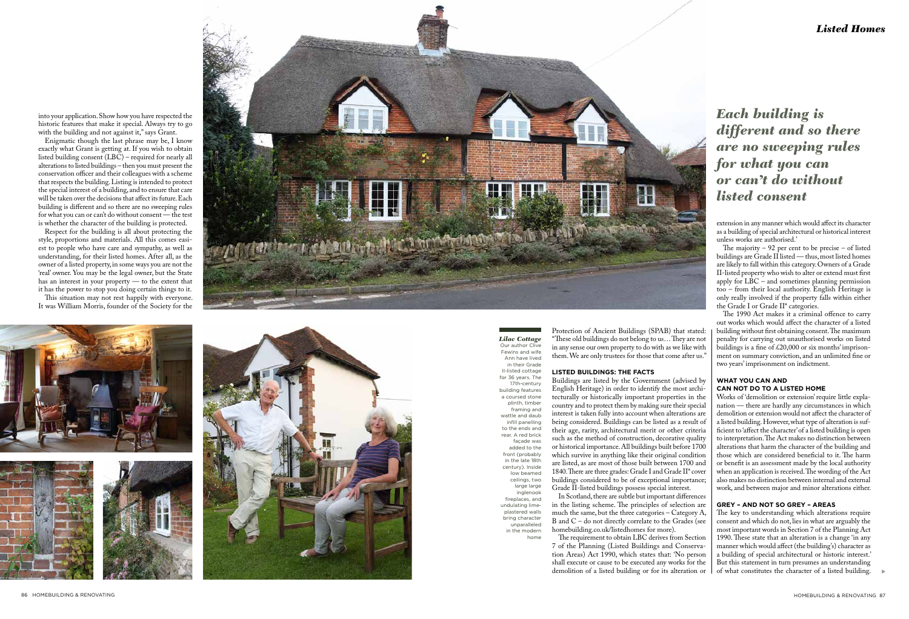into your application. Show how you have respected the historic features that make it special. Always try to go with the building and not against it," says Grant.

Enigmatic though the last phrase may be, I know exactly what Grant is getting at. If you wish to obtain listed building consent (LBC) – required for nearly all alterations to listed buildings – then you must present the conservation officer and their colleagues with a scheme that respects the building. Listing is intended to protect the special interest of a building, and to ensure that care will be taken over the decisions that affect its future. Each building is different and so there are no sweeping rules for what you can or can't do without consent — the test is whether the character of the building is protected.

Respect for the building is all about protecting the style, proportions and materials. All this comes easiest to people who have care and sympathy, as well as understanding, for their listed homes. After all, as the owner of a listed property, in some ways you are not the 'real' owner. You may be the legal owner, but the State has an interest in your property — to the extent that it has the power to stop you doing certain things to it.

This situation may not rest happily with everyone. It was William Morris, founder of the Society for the Protection of Ancient Buildings (SPAB) that stated: "These old buildings do not belong to us… They are not in any sense our own property to do with as we like with them. We are only trustees for those that come after us."

***Lilac Cottage*** Our author Clive Fewins and wife Ann have lived in their Grade II-listed cottage for 36 years. The 17th-century building features a coursed stone plinth, timber framing and wattle and daub infill panelling to the ends and rear. A red brick façade was added to the front (probably in the late 18th century). Inside low beamed ceilings, two large large inglenook fireplaces, and undulating lime-plastered walls bring character unparalleled in the modern home

### LISTED BUILDINGS: THE FACTS

Buildings are listed by the Government (advised by English Heritage) in order to identify the most architecturally or historically important properties in the country and to protect them by making sure their special interest is taken fully into account when alterations are being considered. Buildings can be listed as a result of their age, rarity, architectural merit or other criteria such as the method of construction, decorative quality or historical importance. All buildings built before 1700 which survive in anything like their original condition are listed, as are most of those built between 1700 and 1840. There are three grades: Grade I and Grade II* cover buildings considered to be of exceptional importance; Grade II-listed buildings possess special interest.

In Scotland, there are subtle but important differences in the listing scheme. The principles of selection are much the same, but the three categories – Category A, B and C – do not directly correlate to the Grades (see homebuilding.co.uk/listedhomes for more).

The requirement to obtain LBC derives from Section 7 of the Planning (Listed Buildings and Conservation Areas) Act 1990, which states that: 'No person shall execute or cause to be executed any works for the demolition of a listed building or for its alteration or extension in any manner which would affect its character as a building of special architectural or historical interest unless works are authorised.'

***Each building is different and so there are no sweeping rules for what you can or can't do without listed consent***

The majority – 92 per cent to be precise – of listed buildings are Grade II listed — thus, most listed homes are likely to fall within this category. Owners of a Grade II-listed property who wish to alter or extend must first apply for LBC – and sometimes planning permission too – from their local authority. English Heritage is only really involved if the property falls within either the Grade I or Grade II* categories.

The 1990 Act makes it a criminal offence to carry out works which would affect the character of a listed building without first obtaining consent. The maximum penalty for carrying out unauthorised works on listed buildings is a fine of £20,000 or six months' imprisonment on summary conviction, and an unlimited fine or two years' imprisonment on indictment.

### WHAT YOU CAN AND CAN NOT DO TO A LISTED HOME

Works of 'demolition or extension' require little explanation — there are hardly any circumstances in which demolition or extension would not affect the character of a listed building. However, what type of alteration is sufficient to 'affect the character' of a listed building is open to interpretation. The Act makes no distinction between alterations that harm the character of the building and those which are considered beneficial to it. The harm or benefit is an assessment made by the local authority when an application is received. The wording of the Act also makes no distinction between internal and external work, and between major and minor alterations either.

### GREY – AND NOT SO GREY – AREAS

The key to understanding which alterations require consent and which do not, lies in what are arguably the most important words in Section 7 of the Planning Act 1990. These state that an alteration is a change 'in any manner which would affect (the building's) character as a building of special architectural or historic interest.' But this statement in turn presumes an understanding of what constitutes the character of a listed building.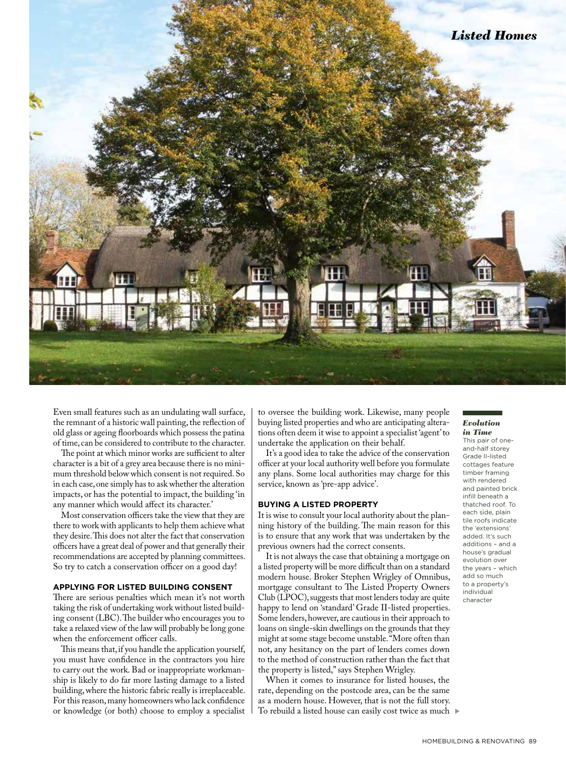Even small features such as an undulating wall surface, the remnant of a historic wall painting, the reflection of old glass or ageing floorboards which possess the patina of time, can be considered to contribute to the character.

The point at which minor works are sufficient to alter character is a bit of a grey area because there is no minimum threshold below which consent is not required. So in each case, one simply has to ask whether the alteration impacts, or has the potential to impact, the building 'in any manner which would affect its character.'

Most conservation officers take the view that they are there to work with applicants to help them achieve what they desire. This does not alter the fact that conservation officers have a great deal of power and that generally their recommendations are accepted by planning committees. So try to catch a conservation officer on a good day!

### APPLYING FOR LISTED BUILDING CONSENT

There are serious penalties which mean it's not worth taking the risk of undertaking work without listed building consent (LBC). The builder who encourages you to take a relaxed view of the law will probably be long gone when the enforcement officer calls.

This means that, if you handle the application yourself, you must have confidence in the contractors you hire to carry out the work. Bad or inappropriate workmanship is likely to do far more lasting damage to a listed building, where the historic fabric really is irreplaceable. For this reason, many homeowners who lack confidence or knowledge (or both) choose to employ a specialist to oversee the building work. Likewise, many people buying listed properties and who are anticipating alterations often deem it wise to appoint a specialist 'agent' to undertake the application on their behalf.

It's a good idea to take the advice of the conservation officer at your local authority well before you formulate any plans. Some local authorities may charge for this service, known as 'pre-app advice'.

### BUYING A LISTED PROPERTY

It is wise to consult your local authority about the planning history of the building. The main reason for this is to ensure that any work that was undertaken by the previous owners had the correct consents.

It is not always the case that obtaining a mortgage on a listed property will be more difficult than on a standard modern house. Broker Stephen Wrigley of Omnibus, mortgage consultant to The Listed Property Owners Club (LPOC), suggests that most lenders today are quite happy to lend on 'standard' Grade II-listed properties. Some lenders, however, are cautious in their approach to loans on single-skin dwellings on the grounds that they might at some stage become unstable. "More often than not, any hesitancy on the part of lenders comes down to the method of construction rather than the fact that the property is listed," says Stephen Wrigley.

When it comes to insurance for listed houses, the rate, depending on the postcode area, can be the same as a modern house. However, that is not the full story. To rebuild a listed house can easily cost twice as much ▶

***Evolution in Time***
This pair of one-and-half storey Grade II-listed cottages feature timber framing with rendered and painted brick infill beneath a thatched roof. To each side, plain tile roofs indicate the 'extensions' added. It's such additions – and a house's gradual evolution over the years – which add so much to a property's individual character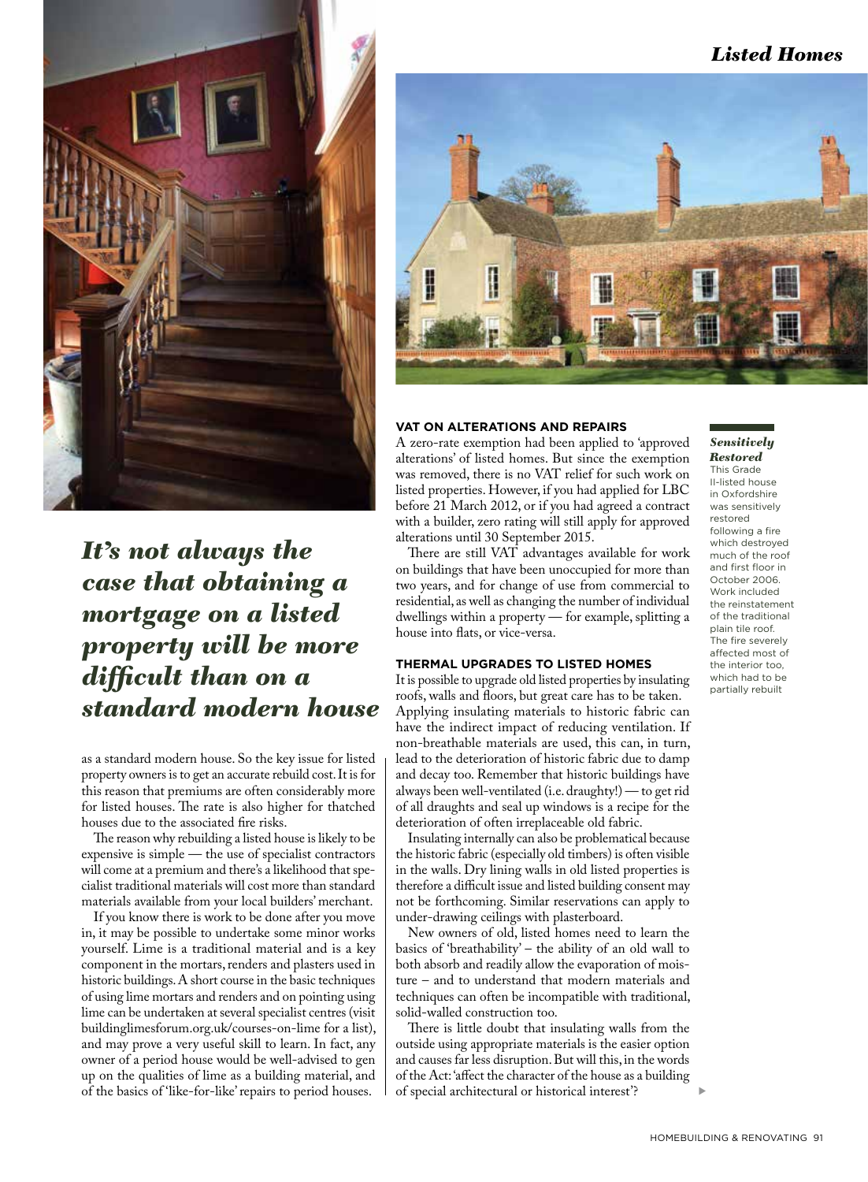*It's not always the case that obtaining a mortgage on a listed property will be more difficult than on a standard modern house*

as a standard modern house. So the key issue for listed property owners is to get an accurate rebuild cost. It is for this reason that premiums are often considerably more for listed houses. The rate is also higher for thatched houses due to the associated fire risks.

The reason why rebuilding a listed house is likely to be expensive is simple — the use of specialist contractors will come at a premium and there's a likelihood that specialist traditional materials will cost more than standard materials available from your local builders' merchant.

If you know there is work to be done after you move in, it may be possible to undertake some minor works yourself. Lime is a traditional material and is a key component in the mortars, renders and plasters used in historic buildings. A short course in the basic techniques of using lime mortars and renders and on pointing using lime can be undertaken at several specialist centres (visit buildinglimesforum.org.uk/courses-on-lime for a list), and may prove a very useful skill to learn. In fact, any owner of a period house would be well-advised to gen up on the qualities of lime as a building material, and of the basics of 'like-for-like' repairs to period houses.

### VAT ON ALTERATIONS AND REPAIRS

A zero-rate exemption had been applied to 'approved alterations' of listed homes. But since the exemption was removed, there is no VAT relief for such work on listed properties. However, if you had applied for LBC before 21 March 2012, or if you had agreed a contract with a builder, zero rating will still apply for approved alterations until 30 September 2015.

There are still VAT advantages available for work on buildings that have been unoccupied for more than two years, and for change of use from commercial to residential, as well as changing the number of individual dwellings within a property — for example, splitting a house into flats, or vice-versa.

### THERMAL UPGRADES TO LISTED HOMES

It is possible to upgrade old listed properties by insulating roofs, walls and floors, but great care has to be taken. Applying insulating materials to historic fabric can have the indirect impact of reducing ventilation. If non-breathable materials are used, this can, in turn, lead to the deterioration of historic fabric due to damp and decay too. Remember that historic buildings have always been well-ventilated (i.e. draughty!) — to get rid of all draughts and seal up windows is a recipe for the deterioration of often irreplaceable old fabric.

Insulating internally can also be problematical because the historic fabric (especially old timbers) is often visible in the walls. Dry lining walls in old listed properties is therefore a difficult issue and listed building consent may not be forthcoming. Similar reservations can apply to under-drawing ceilings with plasterboard.

New owners of old, listed homes need to learn the basics of 'breathability' – the ability of an old wall to both absorb and readily allow the evaporation of moisture – and to understand that modern materials and techniques can often be incompatible with traditional, solid-walled construction too.

There is little doubt that insulating walls from the outside using appropriate materials is the easier option and causes far less disruption. But will this, in the words of the Act: 'affect the character of the house as a building of special architectural or historical interest'?

***Sensitively Restored*** This Grade II-listed house in Oxfordshire was sensitively restored following a fire which destroyed much of the roof and first floor in October 2006. Work included the reinstatement of the traditional plain tile roof. The fire severely affected most of the interior too, which had to be partially rebuilt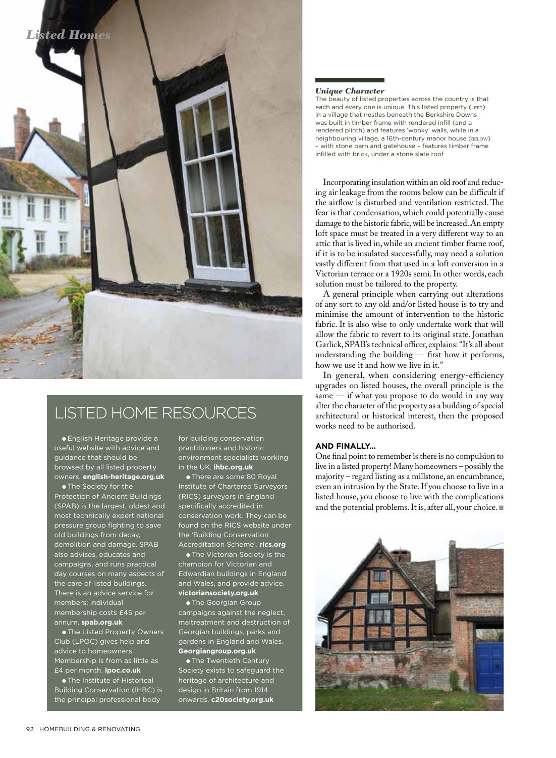### *Unique Character*

The beauty of listed properties across the country is that each and every one is unique. This listed property (LEFT) in a village that nestles beneath the Berkshire Downs was built in timber frame with rendered infill (and a rendered plinth) and features 'wonky' walls, while in a neighbouring village, a 16th-century manor house (BELOW) – with stone barn and gatehouse – features timber frame infilled with brick, under a stone slate roof

Incorporating insulation within an old roof and reducing air leakage from the rooms below can be difficult if the airflow is disturbed and ventilation restricted. The fear is that condensation, which could potentially cause damage to the historic fabric, will be increased. An empty loft space must be treated in a very different way to an attic that is lived in, while an ancient timber frame roof, if it is to be insulated successfully, may need a solution vastly different from that used in a loft conversion in a Victorian terrace or a 1920s semi. In other words, each solution must be tailored to the property.

A general principle when carrying out alterations of any sort to any old and/or listed house is to try and minimise the amount of intervention to the historic fabric. It is also wise to only undertake work that will allow the fabric to revert to its original state. Jonathan Garlick, SPAB's technical officer, explains: "It's all about understanding the building — first how it performs, how we use it and how we live in it."

In general, when considering energy-efficiency upgrades on listed houses, the overall principle is the same — if what you propose to do would in any way alter the character of the property as a building of special architectural or historical interest, then the proposed works need to be authorised.

### AND FINALLY...

One final point to remember is there is no compulsion to live in a listed property! Many homeowners – possibly the majority – regard listing as a millstone, an encumbrance, even an intrusion by the State. If you choose to live in a listed house, you choose to live with the complications and the potential problems. It is, after all, your choice. ■

## LISTED HOME RESOURCES

- English Heritage provide a useful website with advice and guidance that should be browsed by all listed property owners. **english-heritage.org.uk**
- The Society for the Protection of Ancient Buildings (SPAB) is the largest, oldest and most technically expert national pressure group fighting to save old buildings from decay, demolition and damage. SPAB also advises, educates and campaigns, and runs practical day courses on many aspects of the care of listed buildings. There is an advice service for members; individual membership costs £45 per annum. **spab.org.uk**
- The Listed Property Owners Club (LPOC) gives help and advice to homeowners. Membership is from as little as £4 per month. **lpoc.co.uk**
- The Institute of Historical Building Conservation (IHBC) is the principal professional body for building conservation practitioners and historic environment specialists working in the UK. **ihbc.org.uk**
- There are some 80 Royal Institute of Chartered Surveyors (RICS) surveyors in England specifically accredited in conservation work. They can be found on the RICS website under the 'Building Conservation Accreditation Scheme'. **rics.org**
- The Victorian Society is the champion for Victorian and Edwardian buildings in England and Wales, and provide advice. **victoriansociety.org.uk**
- The Georgian Group campaigns against the neglect, maltreatment and destruction of Georgian buildings, parks and gardens in England and Wales. **Georgiangroup.org.uk**
- The Twentieth Century Society exists to safeguard the heritage of architecture and design in Britain from 1914 onwards. **c20society.org.uk**